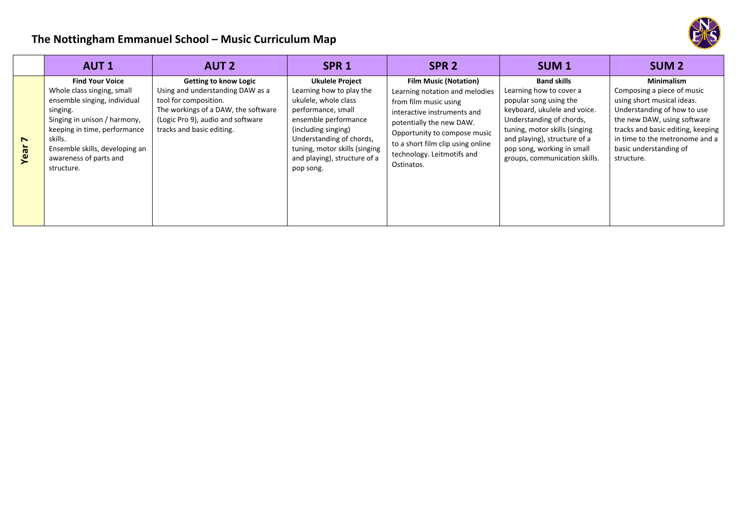# The Nottingham Emmanuel School – Music Curriculum Map

| | AUT 1 | AUT 2 | SPR 1 | SPR 2 | SUM 1 | SUM 2 |
|---|---|---|---|---|---|---|
| **Year 7** | **Find Your Voice**<br>Whole class singing, small ensemble singing, individual singing.<br>Singing in unison / harmony, keeping in time, performance skills.<br>Ensemble skills, developing an awareness of parts and structure. | **Getting to know Logic**<br>Using and understanding DAW as a tool for composition.<br>The workings of a DAW, the software (Logic Pro 9), audio and software tracks and basic editing. | **Ukulele Project**<br>Learning how to play the ukulele, whole class performance, small ensemble performance (including singing)<br>Understanding of chords, tuning, motor skills (singing and playing), structure of a pop song. | **Film Music (Notation)**<br>Learning notation and melodies from film music using interactive instruments and potentially the new DAW.<br>Opportunity to compose music to a short film clip using online technology. Leitmotifs and Ostinatos. | **Band skills**<br>Learning how to cover a popular song using the keyboard, ukulele and voice.<br>Understanding of chords, tuning, motor skills (singing and playing), structure of a pop song, working in small groups, communication skills. | **Minimalism**<br>Composing a piece of music using short musical ideas.<br>Understanding of how to use the new DAW, using software tracks and basic editing, keeping in time to the metronome and a basic understanding of structure. |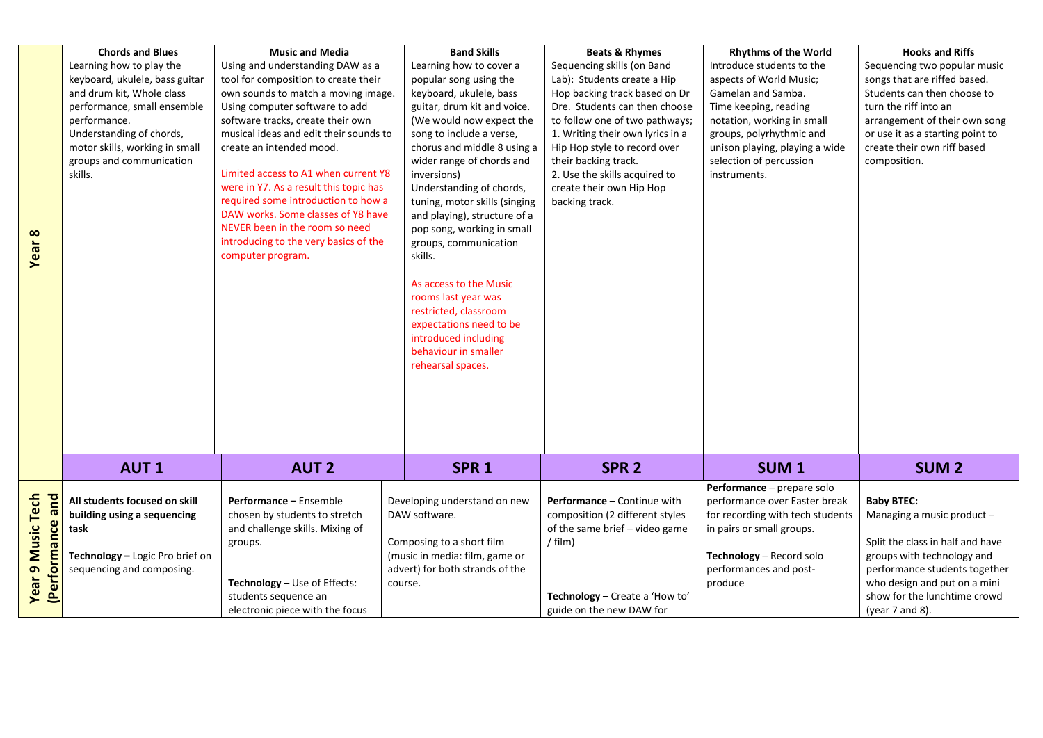| | Chords and Blues | Music and Media | Band Skills | Beats & Rhymes | Rhythms of the World | Hooks and Riffs |
|---|---|---|---|---|---|---|
| **Year 8** | Learning how to play the keyboard, ukulele, bass guitar and drum kit, Whole class performance, small ensemble performance.<br>Understanding of chords, motor skills, working in small groups and communication skills. | Using and understanding DAW as a tool for composition to create their own sounds to match a moving image. Using computer software to add software tracks, create their own musical ideas and edit their sounds to create an intended mood.<br><br>Limited access to A1 when current Y8 were in Y7. As a result this topic has required some introduction to how a DAW works. Some classes of Y8 have NEVER been in the room so need introducing to the very basics of the computer program. | Learning how to cover a popular song using the keyboard, ukulele, bass guitar, drum kit and voice. (We would now expect the song to include a verse, chorus and middle 8 using a wider range of chords and inversions)<br>Understanding of chords, tuning, motor skills (singing and playing), structure of a pop song, working in small groups, communication skills.<br><br>As access to the Music rooms last year was restricted, classroom expectations need to be introduced including behaviour in smaller rehearsal spaces. | Sequencing skills (on Band Lab): Students create a Hip Hop backing track based on Dr Dre. Students can then choose to follow one of two pathways;<br>1. Writing their own lyrics in a Hip Hop style to record over their backing track.<br>2. Use the skills acquired to create their own Hip Hop backing track. | Introduce students to the aspects of World Music; Gamelan and Samba.<br>Time keeping, reading notation, working in small groups, polyrhythmic and unison playing, playing a wide selection of percussion instruments. | Sequencing two popular music songs that are riffed based. Students can then choose to turn the riff into an arrangement of their own song or use it as a starting point to create their own riff based composition. |
| | **AUT 1** | **AUT 2** | **SPR 1** | **SPR 2** | **SUM 1** | **SUM 2** |
| **Year 9 Music Tech (Performance and** | **All students focused on skill building using a sequencing task**<br><br>**Technology –** Logic Pro brief on sequencing and composing. | **Performance –** Ensemble chosen by students to stretch and challenge skills. Mixing of groups.<br><br>**Technology** – Use of Effects: students sequence an electronic piece with the focus | Developing understand on new DAW software.<br><br>Composing to a short film (music in media: film, game or advert) for both strands of the course. | **Performance** – Continue with composition (2 different styles of the same brief – video game / film)<br><br>**Technology** – Create a 'How to' guide on the new DAW for | **Performance** – prepare solo performance over Easter break for recording with tech students in pairs or small groups.<br><br>**Technology** – Record solo performances and post-produce | **Baby BTEC:**<br>Managing a music product –<br><br>Split the class in half and have groups with technology and performance students together who design and put on a mini show for the lunchtime crowd (year 7 and 8). |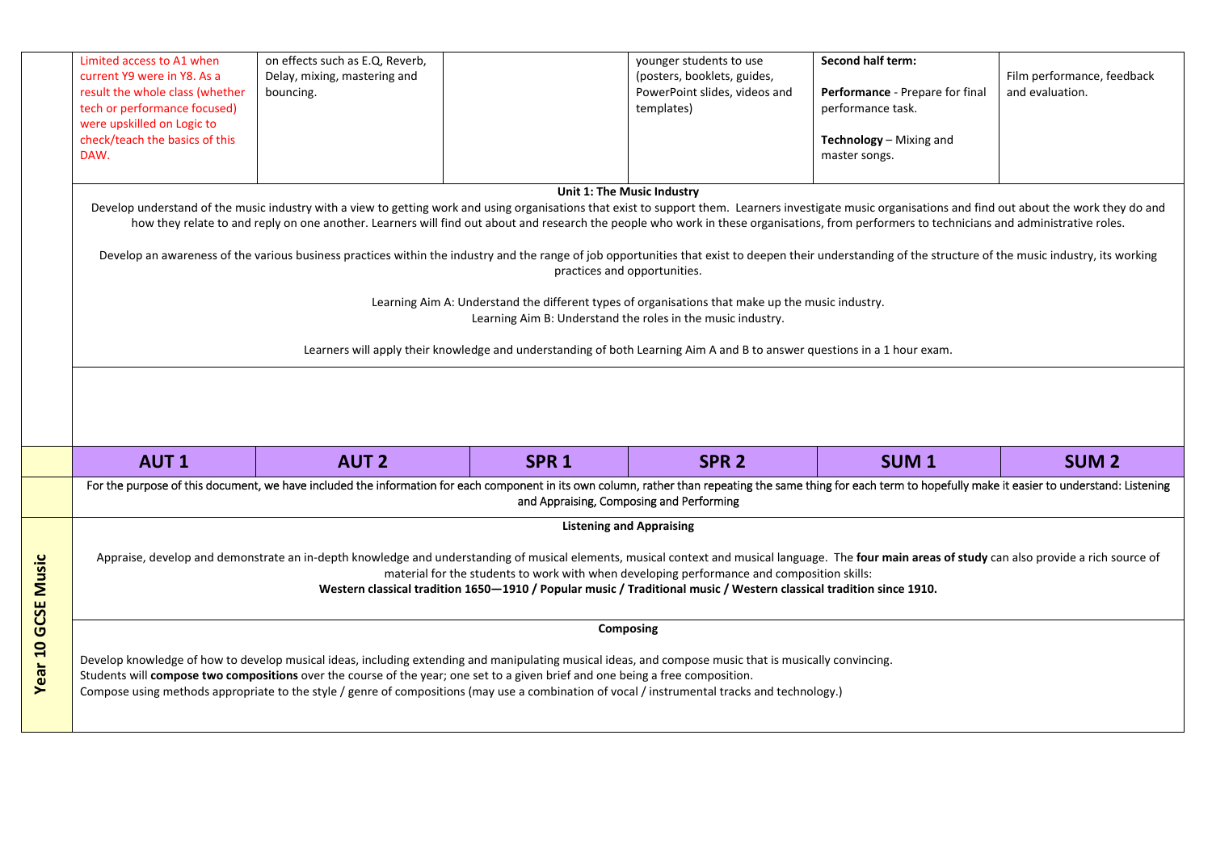| | | | | | | |
|---|---|---|---|---|---|---|
| | Limited access to A1 when current Y9 were in Y8. As a result the whole class (whether tech or performance focused) were upskilled on Logic to check/teach the basics of this DAW. | on effects such as E.Q, Reverb, Delay, mixing, mastering and bouncing. | | younger students to use (posters, booklets, guides, PowerPoint slides, videos and templates) | **Second half term:**<br><br>**Performance** - Prepare for final performance task.<br><br>**Technology** – Mixing and master songs. | Film performance, feedback and evaluation. |

**Unit 1: The Music Industry**

Develop understand of the music industry with a view to getting work and using organisations that exist to support them. Learners investigate music organisations and find out about the work they do and how they relate to and reply on one another. Learners will find out about and research the people who work in these organisations, from performers to technicians and administrative roles.

Develop an awareness of the various business practices within the industry and the range of job opportunities that exist to deepen their understanding of the structure of the music industry, its working practices and opportunities.

Learning Aim A: Understand the different types of organisations that make up the music industry.
Learning Aim B: Understand the roles in the music industry.

Learners will apply their knowledge and understanding of both Learning Aim A and B to answer questions in a 1 hour exam.

| | AUT 1 | AUT 2 | SPR 1 | SPR 2 | SUM 1 | SUM 2 |
|---|---|---|---|---|---|---|
| **Year 10 GCSE Music** | For the purpose of this document, we have included the information for each component in its own column, rather than repeating the same thing for each term to hopefully make it easier to understand: Listening and Appraising, Composing and Performing | | | | | |

**Listening and Appraising**

Appraise, develop and demonstrate an in-depth knowledge and understanding of musical elements, musical context and musical language. The **four main areas of study** can also provide a rich source of material for the students to work with when developing performance and composition skills:
**Western classical tradition 1650—1910 / Popular music / Traditional music / Western classical tradition since 1910.**

**Composing**

Develop knowledge of how to develop musical ideas, including extending and manipulating musical ideas, and compose music that is musically convincing.
Students will **compose two compositions** over the course of the year; one set to a given brief and one being a free composition.
Compose using methods appropriate to the style / genre of compositions (may use a combination of vocal / instrumental tracks and technology.)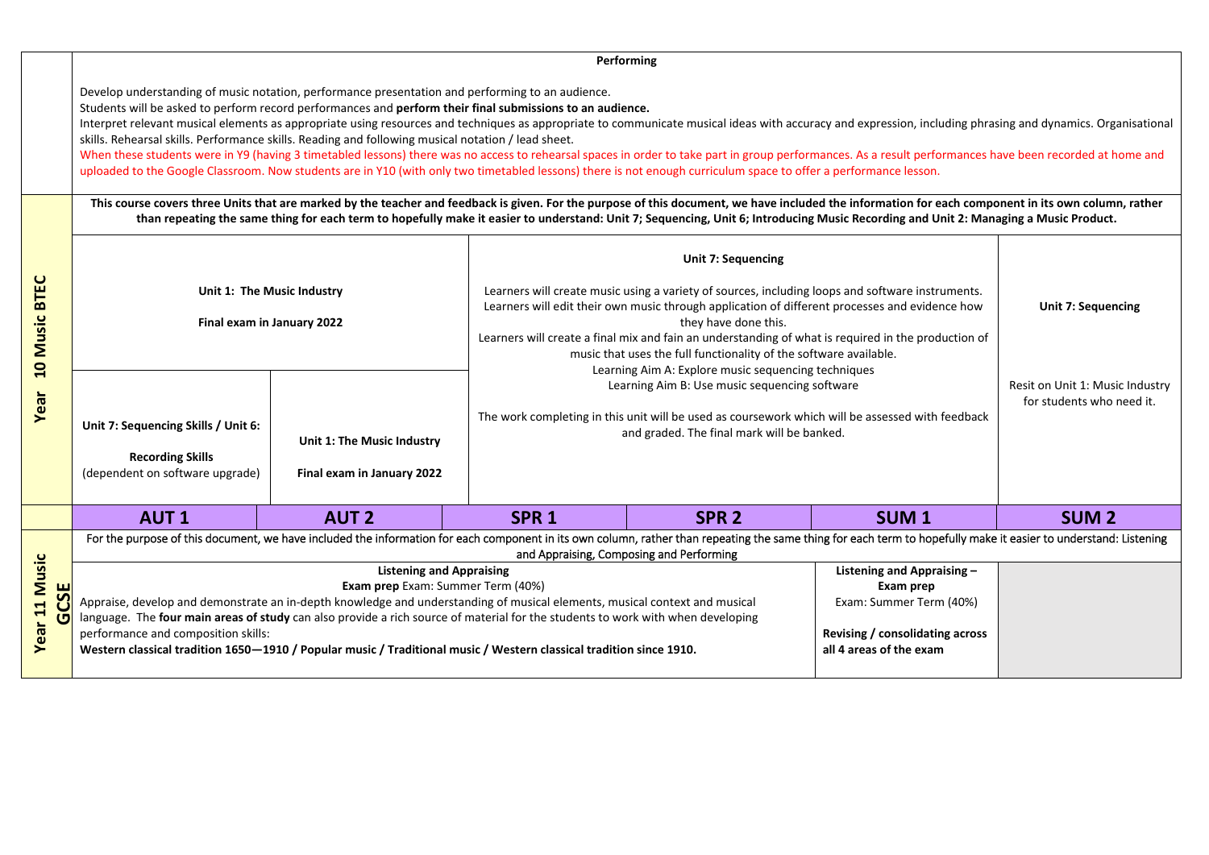| | AUT 1 | AUT 2 | SPR 1 | SPR 2 | SUM 1 | SUM 2 |
|---|---|---|---|---|---|---|
| | **Performing**<br><br>Develop understanding of music notation, performance presentation and performing to an audience.<br>Students will be asked to perform record performances and **perform their final submissions to an audience.**<br>Interpret relevant musical elements as appropriate using resources and techniques as appropriate to communicate musical ideas with accuracy and expression, including phrasing and dynamics. Organisational skills. Rehearsal skills. Performance skills. Reading and following musical notation / lead sheet.<br>When these students were in Y9 (having 3 timetabled lessons) there was no access to rehearsal spaces in order to take part in group performances. As a result performances have been recorded at home and uploaded to the Google Classroom. Now students are in Y10 (with only two timetabled lessons) there is not enough curriculum space to offer a performance lesson. | | | | | |
| **Year 10 Music BTEC** | **This course covers three Units that are marked by the teacher and feedback is given. For the purpose of this document, we have included the information for each component in its own column, rather than repeating the same thing for each term to hopefully make it easier to understand: Unit 7; Sequencing, Unit 6; Introducing Music Recording and Unit 2: Managing a Music Product.** | | | | | |
| | **Unit 1: The Music Industry**<br><br>**Final exam in January 2022** | | **Unit 7: Sequencing**<br><br>Learners will create music using a variety of sources, including loops and software instruments.<br>Learners will edit their own music through application of different processes and evidence how they have done this.<br>Learners will create a final mix and fain an understanding of what is required in the production of music that uses the full functionality of the software available.<br>Learning Aim A: Explore music sequencing techniques<br>Learning Aim B: Use music sequencing software<br><br>The work completing in this unit will be used as coursework which will be assessed with feedback and graded. The final mark will be banked. | | | **Unit 7: Sequencing**<br><br>Resit on Unit 1: Music Industry for students who need it. |
| | **Unit 7: Sequencing Skills / Unit 6:**<br><br>**Recording Skills**<br>(dependent on software upgrade) | **Unit 1: The Music Industry**<br><br>**Final exam in January 2022** | | | | |
| **Year 11 Music GCSE** | For the purpose of this document, we have included the information for each component in its own column, rather than repeating the same thing for each term to hopefully make it easier to understand: Listening and Appraising, Composing and Performing | | | | | |
| | **Listening and Appraising**<br>**Exam prep** Exam: Summer Term (40%)<br>Appraise, develop and demonstrate an in-depth knowledge and understanding of musical elements, musical context and musical language. The **four main areas of study** can also provide a rich source of material for the students to work with when developing performance and composition skills:<br>**Western classical tradition 1650—1910 / Popular music / Traditional music / Western classical tradition since 1910.** | | | | **Listening and Appraising – Exam prep**<br>Exam: Summer Term (40%)<br><br>**Revising / consolidating across all 4 areas of the exam** | |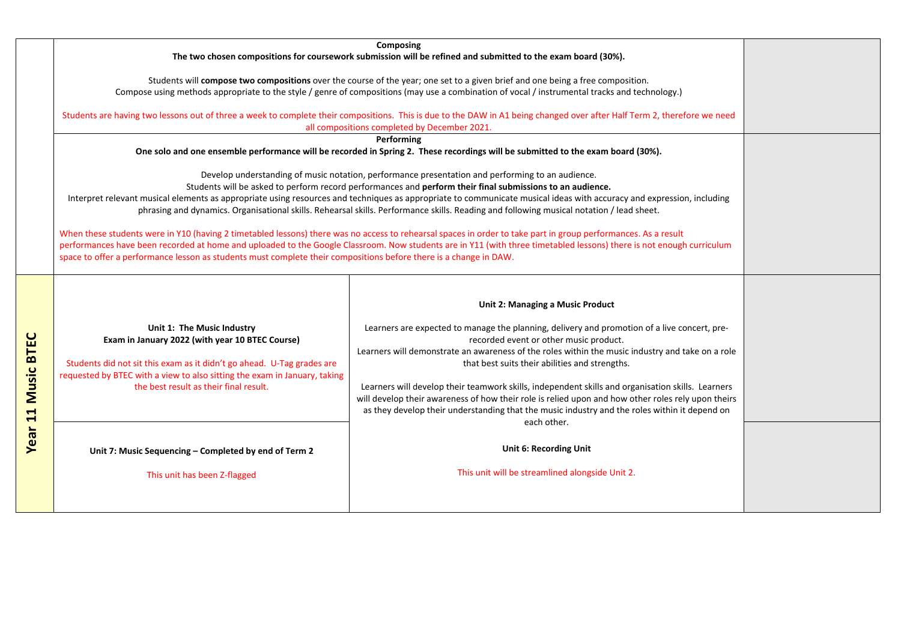| | | | |
|---|---|---|---|
| | **Composing**<br>**The two chosen compositions for coursework submission will be refined and submitted to the exam board (30%).**<br><br>Students will **compose two compositions** over the course of the year; one set to a given brief and one being a free composition.<br>Compose using methods appropriate to the style / genre of compositions (may use a combination of vocal / instrumental tracks and technology.)<br><br>Students are having two lessons out of three a week to complete their compositions. This is due to the DAW in A1 being changed over after Half Term 2, therefore we need all compositions completed by December 2021. | | |
| | **Performing**<br>**One solo and one ensemble performance will be recorded in Spring 2. These recordings will be submitted to the exam board (30%).**<br><br>Develop understanding of music notation, performance presentation and performing to an audience.<br>Students will be asked to perform record performances and **perform their final submissions to an audience.**<br>Interpret relevant musical elements as appropriate using resources and techniques as appropriate to communicate musical ideas with accuracy and expression, including phrasing and dynamics. Organisational skills. Rehearsal skills. Performance skills. Reading and following musical notation / lead sheet.<br><br>When these students were in Y10 (having 2 timetabled lessons) there was no access to rehearsal spaces in order to take part in group performances. As a result performances have been recorded at home and uploaded to the Google Classroom. Now students are in Y11 (with three timetabled lessons) there is not enough curriculum space to offer a performance lesson as students must complete their compositions before there is a change in DAW. | | |
| **Year 11 Music BTEC** | **Unit 1: The Music Industry**<br>**Exam in January 2022 (with year 10 BTEC Course)**<br><br>Students did not sit this exam as it didn't go ahead. U-Tag grades are requested by BTEC with a view to also sitting the exam in January, taking the best result as their final result. | **Unit 2: Managing a Music Product**<br><br>Learners are expected to manage the planning, delivery and promotion of a live concert, pre-recorded event or other music product.<br>Learners will demonstrate an awareness of the roles within the music industry and take on a role that best suits their abilities and strengths.<br><br>Learners will develop their teamwork skills, independent skills and organisation skills. Learners will develop their awareness of how their role is relied upon and how other roles rely upon theirs as they develop their understanding that the music industry and the roles within it depend on each other. | |
| | **Unit 7: Music Sequencing – Completed by end of Term 2**<br><br>This unit has been Z-flagged | **Unit 6: Recording Unit**<br><br>This unit will be streamlined alongside Unit 2. | |